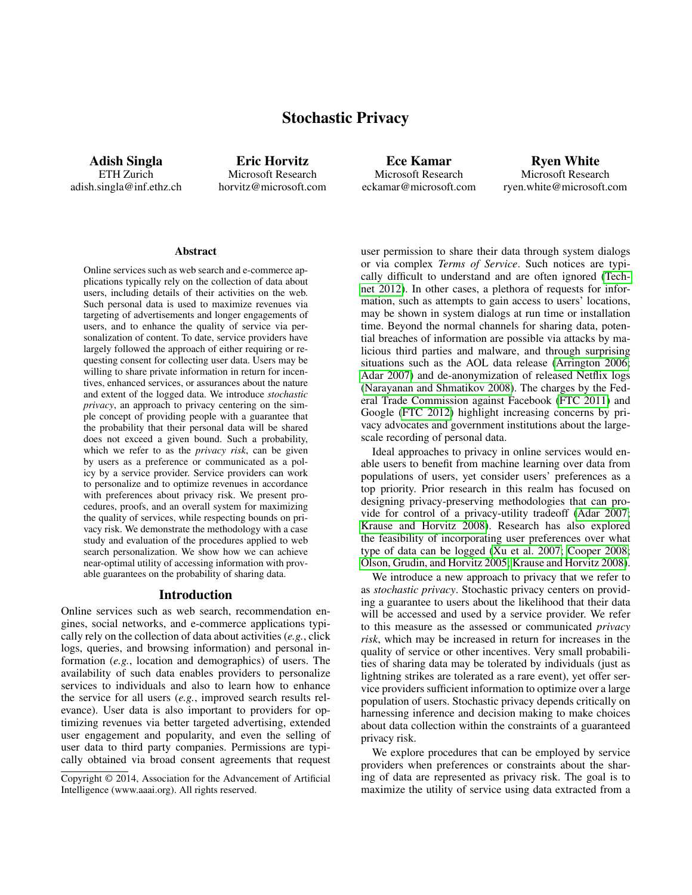# Stochastic Privacy

**Adish Singla**
ETH Zurich
adish.singla@inf.ethz.ch

**Eric Horvitz**
Microsoft Research
horvitz@microsoft.com

**Ece Kamar**
Microsoft Research
eckamar@microsoft.com

**Ryen White**
Microsoft Research
ryen.white@microsoft.com

### Abstract

Online services such as web search and e-commerce applications typically rely on the collection of data about users, including details of their activities on the web. Such personal data is used to maximize revenues via targeting of advertisements and longer engagements of users, and to enhance the quality of service via personalization of content. To date, service providers have largely followed the approach of either requiring or requesting consent for collecting user data. Users may be willing to share private information in return for incentives, enhanced services, or assurances about the nature and extent of the logged data. We introduce *stochastic privacy*, an approach to privacy centering on the simple concept of providing people with a guarantee that the probability that their personal data will be shared does not exceed a given bound. Such a probability, which we refer to as the *privacy risk*, can be given by users as a preference or communicated as a policy by a service provider. Service providers can work to personalize and to optimize revenues in accordance with preferences about privacy risk. We present procedures, proofs, and an overall system for maximizing the quality of services, while respecting bounds on privacy risk. We demonstrate the methodology with a case study and evaluation of the procedures applied to web search personalization. We show how we can achieve near-optimal utility of accessing information with provable guarantees on the probability of sharing data.

## Introduction

Online services such as web search, recommendation engines, social networks, and e-commerce applications typically rely on the collection of data about activities (*e.g.*, click logs, queries, and browsing information) and personal information (*e.g.*, location and demographics) of users. The availability of such data enables providers to personalize services to individuals and also to learn how to enhance the service for all users (*e.g.*, improved search results relevance). User data is also important to providers for optimizing revenues via better targeted advertising, extended user engagement and popularity, and even the selling of user data to third party companies. Permissions are typically obtained via broad consent agreements that request user permission to share their data through system dialogs or via complex *Terms of Service*. Such notices are typically difficult to understand and are often ignored (Technet 2012). In other cases, a plethora of requests for information, such as attempts to gain access to users' locations, may be shown in system dialogs at run time or installation time. Beyond the normal channels for sharing data, potential breaches of information are possible via attacks by malicious third parties and malware, and through surprising situations such as the AOL data release (Arrington 2006; Adar 2007) and de-anonymization of released Netflix logs (Narayanan and Shmatikov 2008). The charges by the Federal Trade Commission against Facebook (FTC 2011) and Google (FTC 2012) highlight increasing concerns by privacy advocates and government institutions about the large-scale recording of personal data.

Ideal approaches to privacy in online services would enable users to benefit from machine learning over data from populations of users, yet consider users' preferences as a top priority. Prior research in this realm has focused on designing privacy-preserving methodologies that can provide for control of a privacy-utility tradeoff (Adar 2007; Krause and Horvitz 2008). Research has also explored the feasibility of incorporating user preferences over what type of data can be logged (Xu et al. 2007; Cooper 2008; Olson, Grudin, and Horvitz 2005; Krause and Horvitz 2008).

We introduce a new approach to privacy that we refer to as *stochastic privacy*. Stochastic privacy centers on providing a guarantee to users about the likelihood that their data will be accessed and used by a service provider. We refer to this measure as the assessed or communicated *privacy risk*, which may be increased in return for increases in the quality of service or other incentives. Very small probabilities of sharing data may be tolerated by individuals (just as lightning strikes are tolerated as a rare event), yet offer service providers sufficient information to optimize over a large population of users. Stochastic privacy depends critically on harnessing inference and decision making to make choices about data collection within the constraints of a guaranteed privacy risk.

We explore procedures that can be employed by service providers when preferences or constraints about the sharing of data are represented as privacy risk. The goal is to maximize the utility of service using data extracted from a

Copyright © 2014, Association for the Advancement of Artificial Intelligence (www.aaai.org). All rights reserved.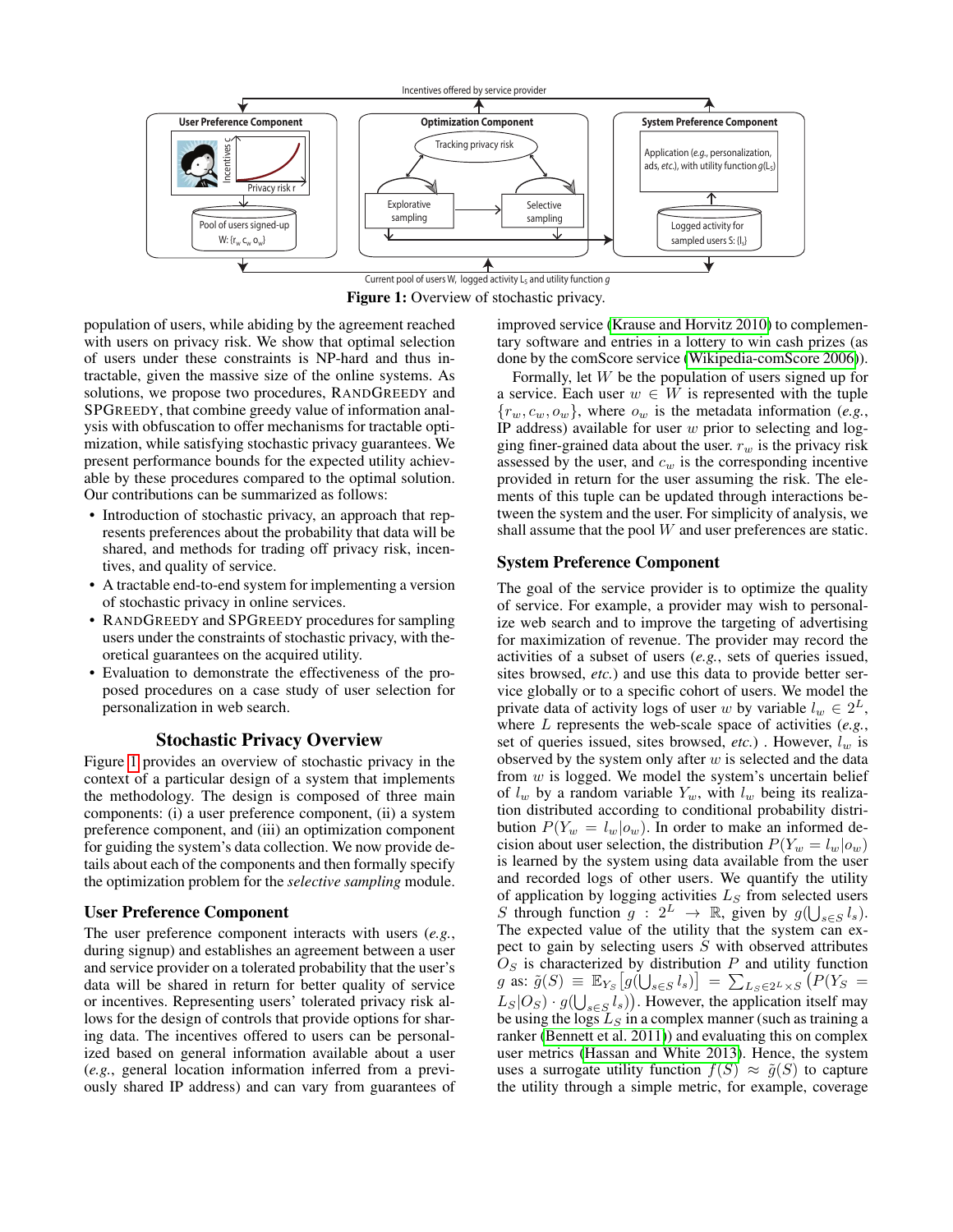Figure 1: Overview of stochastic privacy.

population of users, while abiding by the agreement reached with users on privacy risk. We show that optimal selection of users under these constraints is NP-hard and thus intractable, given the massive size of the online systems. As solutions, we propose two procedures, RANDGREEDY and SPGREEDY, that combine greedy value of information analysis with obfuscation to offer mechanisms for tractable optimization, while satisfying stochastic privacy guarantees. We present performance bounds for the expected utility achievable by these procedures compared to the optimal solution. Our contributions can be summarized as follows:

- Introduction of stochastic privacy, an approach that represents preferences about the probability that data will be shared, and methods for trading off privacy risk, incentives, and quality of service.
- A tractable end-to-end system for implementing a version of stochastic privacy in online services.
- RANDGREEDY and SPGREEDY procedures for sampling users under the constraints of stochastic privacy, with theoretical guarantees on the acquired utility.
- Evaluation to demonstrate the effectiveness of the proposed procedures on a case study of user selection for personalization in web search.

## Stochastic Privacy Overview

Figure 1 provides an overview of stochastic privacy in the context of a particular design of a system that implements the methodology. The design is composed of three main components: (i) a user preference component, (ii) a system preference component, and (iii) an optimization component for guiding the system's data collection. We now provide details about each of the components and then formally specify the optimization problem for the *selective sampling* module.

### User Preference Component

The user preference component interacts with users (*e.g.*, during signup) and establishes an agreement between a user and service provider on a tolerated probability that the user's data will be shared in return for better quality of service or incentives. Representing users' tolerated privacy risk allows for the design of controls that provide options for sharing data. The incentives offered to users can be personalized based on general information available about a user (*e.g.*, general location information inferred from a previously shared IP address) and can vary from guarantees of improved service (Krause and Horvitz 2010) to complementary software and entries in a lottery to win cash prizes (as done by the comScore service (Wikipedia-comScore 2006)).

Formally, let $W$ be the population of users signed up for a service. Each user $w \in W$ is represented with the tuple $\{r_w, c_w, o_w\}$, where $o_w$ is the metadata information (*e.g.*, IP address) available for user $w$ prior to selecting and logging finer-grained data about the user. $r_w$ is the privacy risk assessed by the user, and $c_w$ is the corresponding incentive provided in return for the user assuming the risk. The elements of this tuple can be updated through interactions between the system and the user. For simplicity of analysis, we shall assume that the pool $W$ and user preferences are static.

### System Preference Component

The goal of the service provider is to optimize the quality of service. For example, a provider may wish to personalize web search and to improve the targeting of advertising for maximization of revenue. The provider may record the activities of a subset of users (*e.g.*, sets of queries issued, sites browsed, *etc.*) and use this data to provide better service globally or to a specific cohort of users. We model the private data of activity logs of user $w$ by variable $l_w \in 2^L$, where $L$ represents the web-scale space of activities (*e.g.*, set of queries issued, sites browsed, *etc.*) . However, $l_w$ is observed by the system only after $w$ is selected and the data from $w$ is logged. We model the system's uncertain belief of $l_w$ by a random variable $Y_w$, with $l_w$ being its realization distributed according to conditional probability distribution $P(Y_w = l_w|o_w)$. In order to make an informed decision about user selection, the distribution $P(Y_w = l_w|o_w)$ is learned by the system using data available from the user and recorded logs of other users. We quantify the utility of application by logging activities $L_S$ from selected users $S$ through function $g : 2^L \rightarrow \mathbb{R}$, given by $g(\bigcup_{s \in S} l_s)$. The expected value of the utility that the system can expect to gain by selecting users $S$ with observed attributes $O_S$ is characterized by distribution $P$ and utility function $g$ as: $\tilde{g}(S) \equiv \mathbb{E}_{Y_S}\big[g(\bigcup_{s \in S} l_s)\big] = \sum_{L_S \in 2^L \times S}\big(P(Y_S = L_S|O_S) \cdot g(\bigcup_{s \in S} l_s)\big)$. However, the application itself may be using the logs $L_S$ in a complex manner (such as training a ranker (Bennett et al. 2011)) and evaluating this on complex user metrics (Hassan and White 2013). Hence, the system uses a surrogate utility function $f(S) \approx \tilde{g}(S)$ to capture the utility through a simple metric, for example, coverage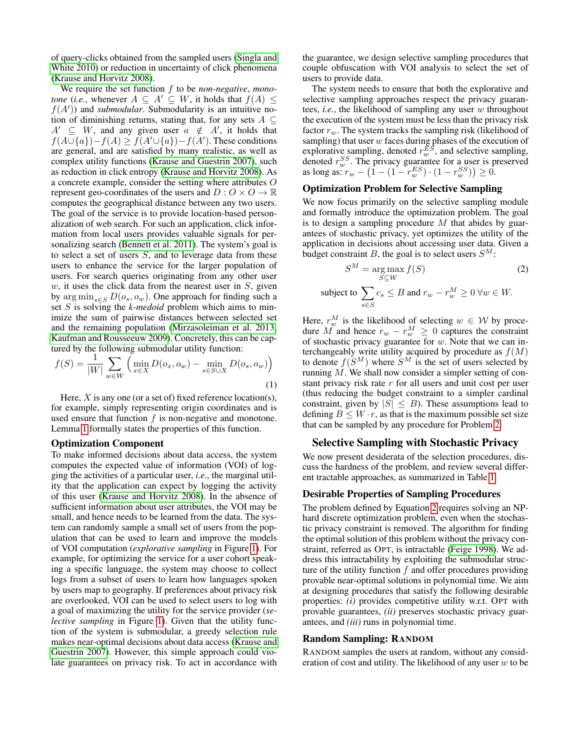of query-clicks obtained from the sampled users (Singla and White 2010) or reduction in uncertainty of click phenomena (Krause and Horvitz 2008).

We require the set function $f$ to be *non-negative*, *monotone* (*i.e.*, whenever $A \subseteq A' \subseteq W$, it holds that $f(A) \leq f(A')$) and *submodular*. Submodularity is an intuitive notion of diminishing returns, stating that, for any sets $A \subseteq A' \subseteq W$, and any given user $a \notin A'$, it holds that $f(A \cup \{a\}) - f(A) \geq f(A' \cup \{a\}) - f(A')$. These conditions are general, and are satisfied by many realistic, as well as complex utility functions (Krause and Guestrin 2007), such as reduction in click entropy (Krause and Horvitz 2008). As a concrete example, consider the setting where attributes $O$ represent geo-coordinates of the users and $D : O \times O \rightarrow \mathbb{R}$ computes the geographical distance between any two users. The goal of the service is to provide location-based personalization of web search. For such an application, click information from local users provides valuable signals for personalizing search (Bennett et al. 2011). The system's goal is to select a set of users $S$, and to leverage data from these users to enhance the service for the larger population of users. For search queries originating from any other user $w$, it uses the click data from the nearest user in $S$, given by $\arg\min_{s \in S} D(o_s, o_w)$. One approach for finding such a set $S$ is solving the *k-medoid* problem which aims to minimize the sum of pairwise distances between selected set and the remaining population (Mirzasoleiman et al. 2013; Kaufman and Rousseeuw 2009). Concretely, this can be captured by the following submodular utility function:

$$f(S) = \frac{1}{|W|} \sum_{w \in W} \Big( \min_{x \in X} D(o_x, o_w) - \min_{s \in S \cup X} D(o_s, o_w) \Big) \tag{1}$$

Here, $X$ is any one (or a set of) fixed reference location(s), for example, simply representing origin coordinates and is used ensure that function $f$ is non-negative and monotone. Lemma 1 formally states the properties of this function.

### Optimization Component

To make informed decisions about data access, the system computes the expected value of information (VOI) of logging the activities of a particular user, *i.e.*, the marginal utility that the application can expect by logging the activity of this user (Krause and Horvitz 2008). In the absence of sufficient information about user attributes, the VOI may be small, and hence needs to be learned from the data. The system can randomly sample a small set of users from the population that can be used to learn and improve the models of VOI computation (*explorative sampling* in Figure 1). For example, for optimizing the service for a user cohort speaking a specific language, the system may choose to collect logs from a subset of users to learn how languages spoken by users map to geography. If preferences about privacy risk are overlooked, VOI can be used to select users to log with a goal of maximizing the utility for the service provider (*selective sampling* in Figure 1). Given that the utility function of the system is submodular, a greedy selection rule makes near-optimal decisions about data access (Krause and Guestrin 2007). However, this simple approach could violate guarantees on privacy risk. To act in accordance with the guarantee, we design selective sampling procedures that couple obfuscation with VOI analysis to select the set of users to provide data.

The system needs to ensure that both the explorative and selective sampling approaches respect the privacy guarantees, *i.e.*, the likelihood of sampling any user $w$ throughout the execution of the system must be less than the privacy risk factor $r_w$. The system tracks the sampling risk (likelihood of sampling) that user $w$ faces during phases of the execution of explorative sampling, denoted $r_w^{ES}$, and selective sampling, denoted $r_w^{SS}$. The privacy guarantee for a user is preserved as long as: $r_w - \big(1 - (1 - r_w^{ES}) \cdot (1 - r_w^{SS})\big) \geq 0$.

### Optimization Problem for Selective Sampling

We now focus primarily on the selective sampling module and formally introduce the optimization problem. The goal is to design a sampling procedure $M$ that abides by guarantees of stochastic privacy, yet optimizes the utility of the application in decisions about accessing user data. Given a budget constraint $B$, the goal is to select users $S^M$:

$$S^M = \arg\max_{S \subseteq W} f(S) \tag{2}$$

$$\text{subject to } \sum_{s \in S} c_s \leq B \text{ and } r_w - r_w^M \geq 0 \; \forall w \in W.$$

Here, $r_w^M$ is the likelihood of selecting $w \in \mathcal{W}$ by procedure $M$ and hence $r_w - r_w^M \geq 0$ captures the constraint of stochastic privacy guarantee for $w$. Note that we can interchangeably write utility acquired by procedure as $f(M)$ to denote $f(S^M)$ where $S^M$ is the set of users selected by running $M$. We shall now consider a simpler setting of constant privacy risk rate $r$ for all users and unit cost per user (thus reducing the budget constraint to a simpler cardinal constraint, given by $|S| \leq B$). These assumptions lead to defining $B \leq W \cdot r$, as that is the maximum possible set size that can be sampled by any procedure for Problem 2.

## Selective Sampling with Stochastic Privacy

We now present desiderata of the selection procedures, discuss the hardness of the problem, and review several different tractable approaches, as summarized in Table 1.

### Desirable Properties of Sampling Procedures

The problem defined by Equation 2 requires solving an NP-hard discrete optimization problem, even when the stochastic privacy constraint is removed. The algorithm for finding the optimal solution of this problem without the privacy constraint, referred as OPT, is intractable (Feige 1998). We address this intractability by exploiting the submodular structure of the utility function $f$ and offer procedures providing provable near-optimal solutions in polynomial time. We aim at designing procedures that satisfy the following desirable properties: *(i)* provides competitive utility w.r.t. OPT with provable guarantees, *(ii)* preserves stochastic privacy guarantees, and *(iii)* runs in polynomial time.

### Random Sampling: RANDOM

RANDOM samples the users at random, without any consideration of cost and utility. The likelihood of any user $w$ to be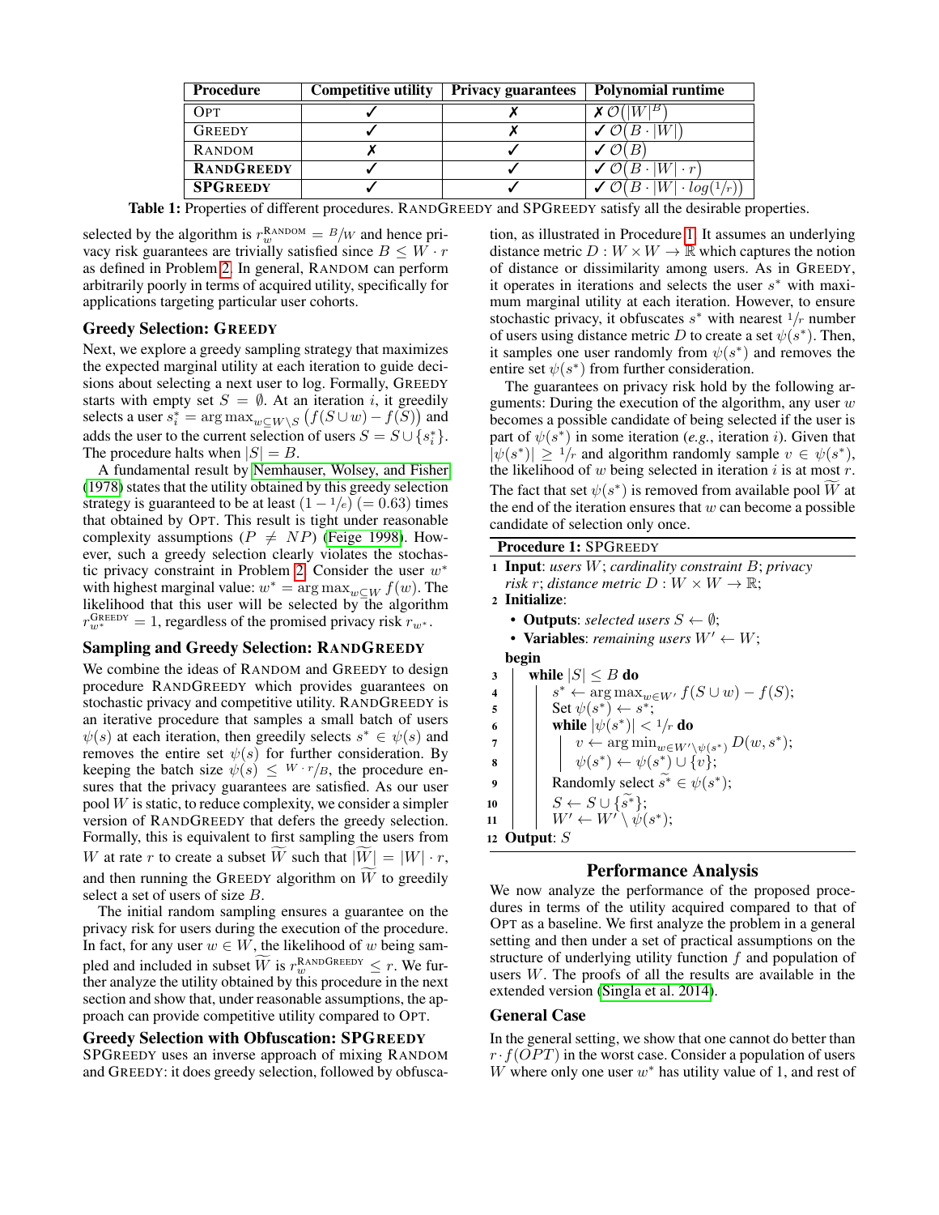| Procedure | Competitive utility | Privacy guarantees | Polynomial runtime |
|---|---|---|---|
| OPT | ✓ | ✗ | ✗ $\mathcal{O}(\lvert W\rvert^B)$ |
| GREEDY | ✓ | ✗ | ✓ $\mathcal{O}(B \cdot \lvert W\rvert)$ |
| RANDOM | ✗ | ✓ | ✓ $\mathcal{O}(B)$ |
| **RANDGREEDY** | ✓ | ✓ | ✓ $\mathcal{O}(B \cdot \lvert W\rvert \cdot r)$ |
| **SPGREEDY** | ✓ | ✓ | ✓ $\mathcal{O}(B \cdot \lvert W\rvert \cdot log(1/r))$ |

**Table 1:** Properties of different procedures. RANDGREEDY and SPGREEDY satisfy all the desirable properties.

selected by the algorithm is $r_w^{\text{RANDOM}} = B/W$ and hence privacy risk guarantees are trivially satisfied since $B \leq W \cdot r$ as defined in Problem 2. In general, RANDOM can perform arbitrarily poorly in terms of acquired utility, specifically for applications targeting particular user cohorts.

### Greedy Selection: GREEDY

Next, we explore a greedy sampling strategy that maximizes the expected marginal utility at each iteration to guide decisions about selecting a next user to log. Formally, GREEDY starts with empty set $S = \emptyset$. At an iteration $i$, it greedily selects a user $s_i^* = \arg\max_{w \subseteq W \setminus S} \big(f(S \cup w) - f(S)\big)$ and adds the user to the current selection of users $S = S \cup \{s_i^*\}$. The procedure halts when $|S| = B$.

A fundamental result by Nemhauser, Wolsey, and Fisher (1978) states that the utility obtained by this greedy selection strategy is guaranteed to be at least $(1 - 1/e)$ $(= 0.63)$ times that obtained by OPT. This result is tight under reasonable complexity assumptions ($P \neq NP$) (Feige 1998). However, such a greedy selection clearly violates the stochastic privacy constraint in Problem 2. Consider the user $w^*$ with highest marginal value: $w^* = \arg\max_{w \subseteq W} f(w)$. The likelihood that this user will be selected by the algorithm $r_{w^*}^{\text{GREEDY}} = 1$, regardless of the promised privacy risk $r_{w^*}$.

### Sampling and Greedy Selection: RANDGREEDY

We combine the ideas of RANDOM and GREEDY to design procedure RANDGREEDY which provides guarantees on stochastic privacy and competitive utility. RANDGREEDY is an iterative procedure that samples a small batch of users $\psi(s)$ at each iteration, then greedily selects $s^* \in \psi(s)$ and removes the entire set $\psi(s)$ for further consideration. By keeping the batch size $\psi(s) \leq {W \cdot r}/{B}$, the procedure ensures that the privacy guarantees are satisfied. As our user pool $W$ is static, to reduce complexity, we consider a simpler version of RANDGREEDY that defers the greedy selection. Formally, this is equivalent to first sampling the users from $W$ at rate $r$ to create a subset $\widetilde{W}$ such that $|\widetilde{W}| = |W| \cdot r$, and then running the GREEDY algorithm on $\widetilde{W}$ to greedily select a set of users of size $B$.

The initial random sampling ensures a guarantee on the privacy risk for users during the execution of the procedure. In fact, for any user $w \in W$, the likelihood of $w$ being sampled and included in subset $\widetilde{W}$ is $r_w^{\text{RANDGREEDY}} \leq r$. We further analyze the utility obtained by this procedure in the next section and show that, under reasonable assumptions, the approach can provide competitive utility compared to OPT.

### Greedy Selection with Obfuscation: SPGREEDY

SPGREEDY uses an inverse approach of mixing RANDOM and GREEDY: it does greedy selection, followed by obfuscation, as illustrated in Procedure 1. It assumes an underlying distance metric $D : W \times W \rightarrow \mathbb{R}$ which captures the notion of distance or dissimilarity among users. As in GREEDY, it operates in iterations and selects the user $s^*$ with maximum marginal utility at each iteration. However, to ensure stochastic privacy, it obfuscates $s^*$ with nearest $1/r$ number of users using distance metric $D$ to create a set $\psi(s^*)$. Then, it samples one user randomly from $\psi(s^*)$ and removes the entire set $\psi(s^*)$ from further consideration.

The guarantees on privacy risk hold by the following arguments: During the execution of the algorithm, any user $w$ becomes a possible candidate of being selected if the user is part of $\psi(s^*)$ in some iteration (*e.g.*, iteration $i$). Given that $|\psi(s^*)| \geq 1/r$ and algorithm randomly sample $v \in \psi(s^*)$, the likelihood of $w$ being selected in iteration $i$ is at most $r$. The fact that set $\psi(s^*)$ is removed from available pool $\widetilde{W}$ at the end of the iteration ensures that $w$ can become a possible candidate of selection only once.

**Procedure 1:** SPGREEDY

```
1  Input: users W; cardinality constraint B; privacy
   risk r; distance metric D : W × W → ℝ;
2  Initialize:
     • Outputs: selected users S ← ∅;
     • Variables: remaining users W' ← W;
   begin
3    while |S| ≤ B do
4      s* ← argmax_{w∈W'} f(S ∪ w) − f(S);
5      Set ψ(s*) ← s*;
6      while |ψ(s*)| < 1/r do
7        v ← argmin_{w∈W'\ψ(s*)} D(w, s*);
8        ψ(s*) ← ψ(s*) ∪ {v};
9      Randomly select s̃* ∈ ψ(s*);
10     S ← S ∪ {s̃*};
11     W' ← W' \ ψ(s*);
12 Output: S
```

## Performance Analysis

We now analyze the performance of the proposed procedures in terms of the utility acquired compared to that of OPT as a baseline. We first analyze the problem in a general setting and then under a set of practical assumptions on the structure of underlying utility function $f$ and population of users $W$. The proofs of all the results are available in the extended version (Singla et al. 2014).

### General Case

In the general setting, we show that one cannot do better than $r \cdot f(OPT)$ in the worst case. Consider a population of users $W$ where only one user $w^*$ has utility value of 1, and rest of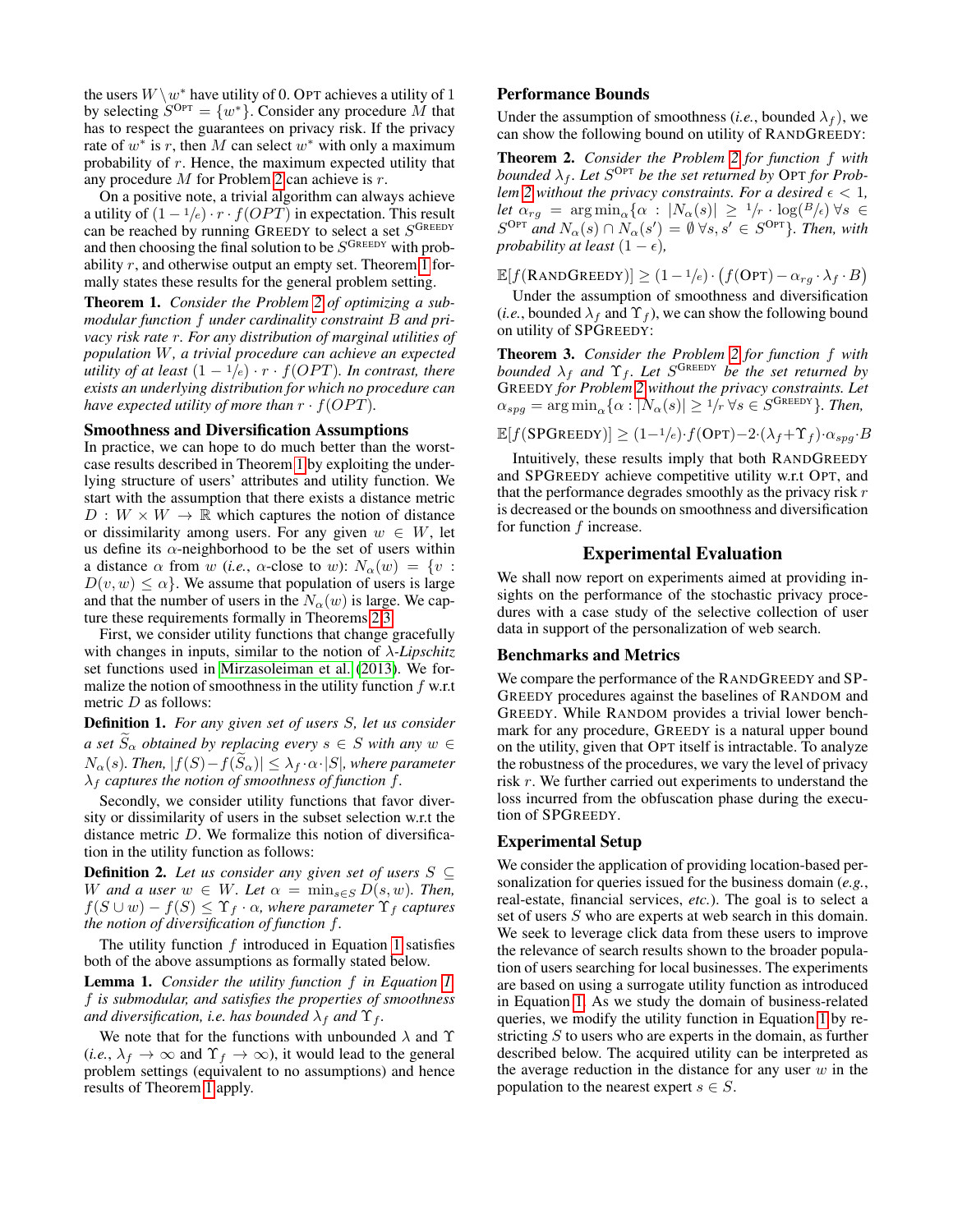the users $W \setminus w^*$ have utility of 0. OPT achieves a utility of 1 by selecting $S^{\text{OPT}} = \{w^*\}$. Consider any procedure $M$ that has to respect the guarantees on privacy risk. If the privacy rate of $w^*$ is $r$, then $M$ can select $w^*$ with only a maximum probability of $r$. Hence, the maximum expected utility that any procedure $M$ for Problem 2 can achieve is $r$.

On a positive note, a trivial algorithm can always achieve a utility of $(1 - 1/e) \cdot r \cdot f(OPT)$ in expectation. This result can be reached by running GREEDY to select a set $S^{\text{GREEDY}}$ and then choosing the final solution to be $S^{\text{GREEDY}}$ with probability $r$, and otherwise output an empty set. Theorem 1 formally states these results for the general problem setting.

**Theorem 1.** *Consider the Problem 2 of optimizing a submodular function $f$ under cardinality constraint $B$ and privacy risk rate $r$. For any distribution of marginal utilities of population $W$, a trivial procedure can achieve an expected utility of at least $(1 - 1/e) \cdot r \cdot f(OPT)$. In contrast, there exists an underlying distribution for which no procedure can have expected utility of more than $r \cdot f(OPT)$.*

### Smoothness and Diversification Assumptions

In practice, we can hope to do much better than the worst-case results described in Theorem 1 by exploiting the underlying structure of users' attributes and utility function. We start with the assumption that there exists a distance metric $D : W \times W \to \mathbb{R}$ which captures the notion of distance or dissimilarity among users. For any given $w \in W$, let us define its $\alpha$-neighborhood to be the set of users within a distance $\alpha$ from $w$ (*i.e.*, $\alpha$-close to $w$): $N_\alpha(w) = \{v : D(v, w) \leq \alpha\}$. We assume that population of users is large and that the number of users in the $N_\alpha(w)$ is large. We capture these requirements formally in Theorems 2,3.

First, we consider utility functions that change gracefully with changes in inputs, similar to the notion of $\lambda$-*Lipschitz* set functions used in Mirzasoleiman et al. (2013). We formalize the notion of smoothness in the utility function $f$ w.r.t metric $D$ as follows:

**Definition 1.** *For any given set of users $S$, let us consider a set $\widetilde{S}_\alpha$ obtained by replacing every $s \in S$ with any $w \in N_\alpha(s)$. Then, $|f(S) - f(\widetilde{S}_\alpha)| \leq \lambda_f \cdot \alpha \cdot |S|$, where parameter $\lambda_f$ captures the notion of smoothness of function $f$.*

Secondly, we consider utility functions that favor diversity or dissimilarity of users in the subset selection w.r.t the distance metric $D$. We formalize this notion of diversification in the utility function as follows:

**Definition 2.** *Let us consider any given set of users $S \subseteq W$ and a user $w \in W$. Let $\alpha = \min_{s \in S} D(s, w)$. Then, $f(S \cup w) - f(S) \leq \Upsilon_f \cdot \alpha$, where parameter $\Upsilon_f$ captures the notion of diversification of function $f$.*

The utility function $f$ introduced in Equation 1 satisfies both of the above assumptions as formally stated below.

**Lemma 1.** *Consider the utility function $f$ in Equation 1. $f$ is submodular, and satisfies the properties of smoothness and diversification, i.e. has bounded $\lambda_f$ and $\Upsilon_f$.*

We note that for the functions with unbounded $\lambda$ and $\Upsilon$ (*i.e.*, $\lambda_f \to \infty$ and $\Upsilon_f \to \infty$), it would lead to the general problem settings (equivalent to no assumptions) and hence results of Theorem 1 apply.

### Performance Bounds

Under the assumption of smoothness (*i.e.*, bounded $\lambda_f$), we can show the following bound on utility of RANDGREEDY:

**Theorem 2.** *Consider the Problem 2 for function $f$ with bounded $\lambda_f$. Let $S^{\text{OPT}}$ be the set returned by OPT for Problem 2 without the privacy constraints. For a desired $\epsilon < 1$, let $\alpha_{rg} = \arg\min_\alpha \{\alpha : |N_\alpha(s)| \geq 1/r \cdot \log(B/\epsilon) \, \forall s \in S^{\text{OPT}}$ and $N_\alpha(s) \cap N_\alpha(s') = \emptyset \, \forall s, s' \in S^{\text{OPT}}\}$. Then, with probability at least $(1 - \epsilon)$,*

$$\mathbb{E}[f(\text{RANDGREEDY})] \geq (1 - 1/e) \cdot \big(f(\text{OPT}) - \alpha_{rg} \cdot \lambda_f \cdot B\big)$$

Under the assumption of smoothness and diversification (*i.e.*, bounded $\lambda_f$ and $\Upsilon_f$), we can show the following bound on utility of SPGREEDY:

**Theorem 3.** *Consider the Problem 2 for function $f$ with bounded $\lambda_f$ and $\Upsilon_f$. Let $S^{\text{GREEDY}}$ be the set returned by GREEDY for Problem 2 without the privacy constraints. Let $\alpha_{spg} = \arg\min_\alpha \{\alpha : |N_\alpha(s)| \geq 1/r \, \forall s \in S^{\text{GREEDY}}\}$. Then,*

$$\mathbb{E}[f(\text{SPGREEDY})] \geq (1 - 1/e) \cdot f(\text{OPT}) - 2 \cdot (\lambda_f + \Upsilon_f) \cdot \alpha_{spg} \cdot B$$

Intuitively, these results imply that both RANDGREEDY and SPGREEDY achieve competitive utility w.r.t OPT, and that the performance degrades smoothly as the privacy risk $r$ is decreased or the bounds on smoothness and diversification for function $f$ increase.

## Experimental Evaluation

We shall now report on experiments aimed at providing insights on the performance of the stochastic privacy procedures with a case study of the selective collection of user data in support of the personalization of web search.

### Benchmarks and Metrics

We compare the performance of the RANDGREEDY and SPGREEDY procedures against the baselines of RANDOM and GREEDY. While RANDOM provides a trivial lower benchmark for any procedure, GREEDY is a natural upper bound on the utility, given that OPT itself is intractable. To analyze the robustness of the procedures, we vary the level of privacy risk $r$. We further carried out experiments to understand the loss incurred from the obfuscation phase during the execution of SPGREEDY.

### Experimental Setup

We consider the application of providing location-based personalization for queries issued for the business domain (*e.g.*, real-estate, financial services, *etc.*). The goal is to select a set of users $S$ who are experts at web search in this domain. We seek to leverage click data from these users to improve the relevance of search results shown to the broader population of users searching for local businesses. The experiments are based on using a surrogate utility function as introduced in Equation 1. As we study the domain of business-related queries, we modify the utility function in Equation 1 by restricting $S$ to users who are experts in the domain, as further described below. The acquired utility can be interpreted as the average reduction in the distance for any user $w$ in the population to the nearest expert $s \in S$.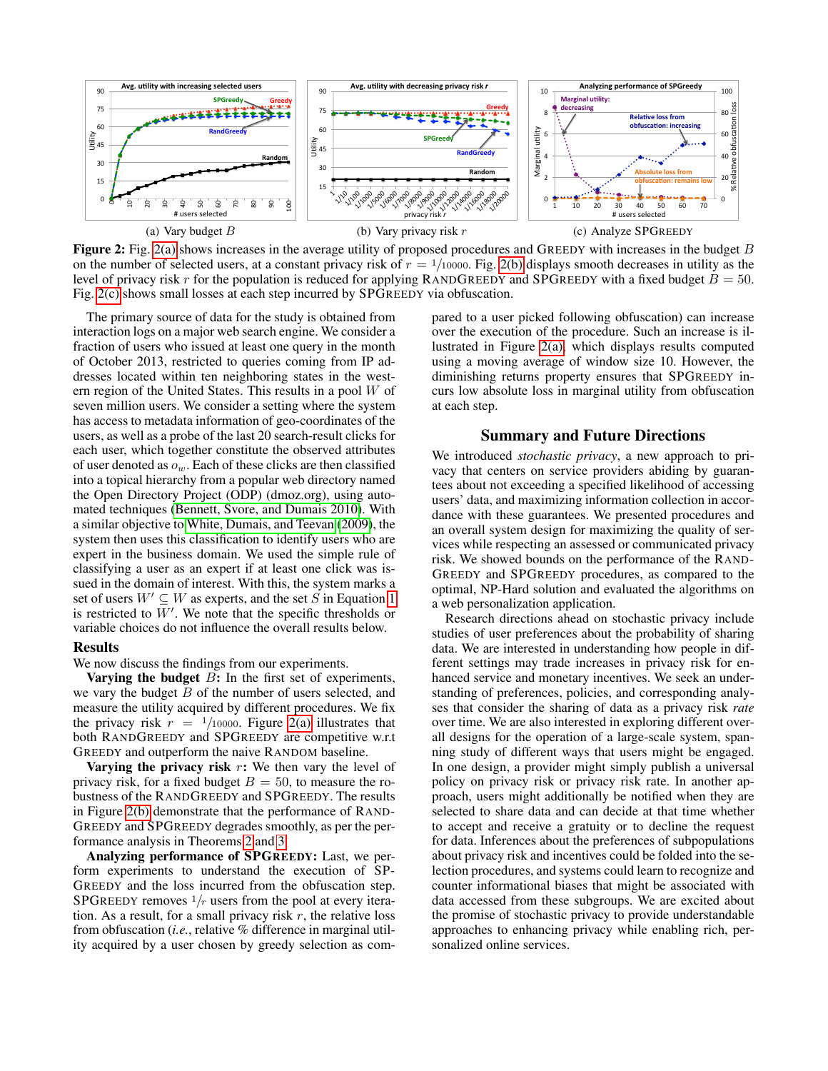(a) Vary budget $B$

(b) Vary privacy risk $r$

(c) Analyze SPGREEDY

**Figure 2:** Fig. 2(a) shows increases in the average utility of proposed procedures and GREEDY with increases in the budget $B$ on the number of selected users, at a constant privacy risk of $r = 1/10000$. Fig. 2(b) displays smooth decreases in utility as the level of privacy risk $r$ for the population is reduced for applying RANDGREEDY and SPGREEDY with a fixed budget $B = 50$. Fig. 2(c) shows small losses at each step incurred by SPGREEDY via obfuscation.

The primary source of data for the study is obtained from interaction logs on a major web search engine. We consider a fraction of users who issued at least one query in the month of October 2013, restricted to queries coming from IP addresses located within ten neighboring states in the western region of the United States. This results in a pool $W$ of seven million users. We consider a setting where the system has access to metadata information of geo-coordinates of the users, as well as a probe of the last 20 search-result clicks for each user, which together constitute the observed attributes of user denoted as $o_w$. Each of these clicks are then classified into a topical hierarchy from a popular web directory named the Open Directory Project (ODP) (dmoz.org), using automated techniques (Bennett, Svore, and Dumais 2010). With a similar objective to White, Dumais, and Teevan (2009), the system then uses this classification to identify users who are expert in the business domain. We used the simple rule of classifying a user as an expert if at least one click was issued in the domain of interest. With this, the system marks a set of users $W' \subseteq W$ as experts, and the set $S$ in Equation 1 is restricted to $W'$. We note that the specific thresholds or variable choices do not influence the overall results below.

## Results

We now discuss the findings from our experiments.

**Varying the budget** $B$**:** In the first set of experiments, we vary the budget $B$ of the number of users selected, and measure the utility acquired by different procedures. We fix the privacy risk $r = 1/10000$. Figure 2(a) illustrates that both RANDGREEDY and SPGREEDY are competitive w.r.t GREEDY and outperform the naive RANDOM baseline.

**Varying the privacy risk** $r$**:** We then vary the level of privacy risk, for a fixed budget $B = 50$, to measure the robustness of the RANDGREEDY and SPGREEDY. The results in Figure 2(b) demonstrate that the performance of RANDGREEDY and SPGREEDY degrades smoothly, as per the performance analysis in Theorems 2 and 3.

**Analyzing performance of SPGREEDY:** Last, we perform experiments to understand the execution of SPGREEDY and the loss incurred from the obfuscation step. SPGREEDY removes $1/r$ users from the pool at every iteration. As a result, for a small privacy risk $r$, the relative loss from obfuscation (*i.e.*, relative % difference in marginal utility acquired by a user chosen by greedy selection as compared to a user picked following obfuscation) can increase over the execution of the procedure. Such an increase is illustrated in Figure 2(a), which displays results computed using a moving average of window size 10. However, the diminishing returns property ensures that SPGREEDY incurs low absolute loss in marginal utility from obfuscation at each step.

## Summary and Future Directions

We introduced *stochastic privacy*, a new approach to privacy that centers on service providers abiding by guarantees about not exceeding a specified likelihood of accessing users' data, and maximizing information collection in accordance with these guarantees. We presented procedures and an overall system design for maximizing the quality of services while respecting an assessed or communicated privacy risk. We showed bounds on the performance of the RANDGREEDY and SPGREEDY procedures, as compared to the optimal, NP-Hard solution and evaluated the algorithms on a web personalization application.

Research directions ahead on stochastic privacy include studies of user preferences about the probability of sharing data. We are interested in understanding how people in different settings may trade increases in privacy risk for enhanced service and monetary incentives. We seek an understanding of preferences, policies, and corresponding analyses that consider the sharing of data as a privacy risk *rate* over time. We are also interested in exploring different overall designs for the operation of a large-scale system, spanning study of different ways that users might be engaged. In one design, a provider might simply publish a universal policy on privacy risk or privacy risk rate. In another approach, users might additionally be notified when they are selected to share data and can decide at that time whether to accept and receive a gratuity or to decline the request for data. Inferences about the preferences of subpopulations about privacy risk and incentives could be folded into the selection procedures, and systems could learn to recognize and counter informational biases that might be associated with data accessed from these subgroups. We are excited about the promise of stochastic privacy to provide understandable approaches to enhancing privacy while enabling rich, personalized online services.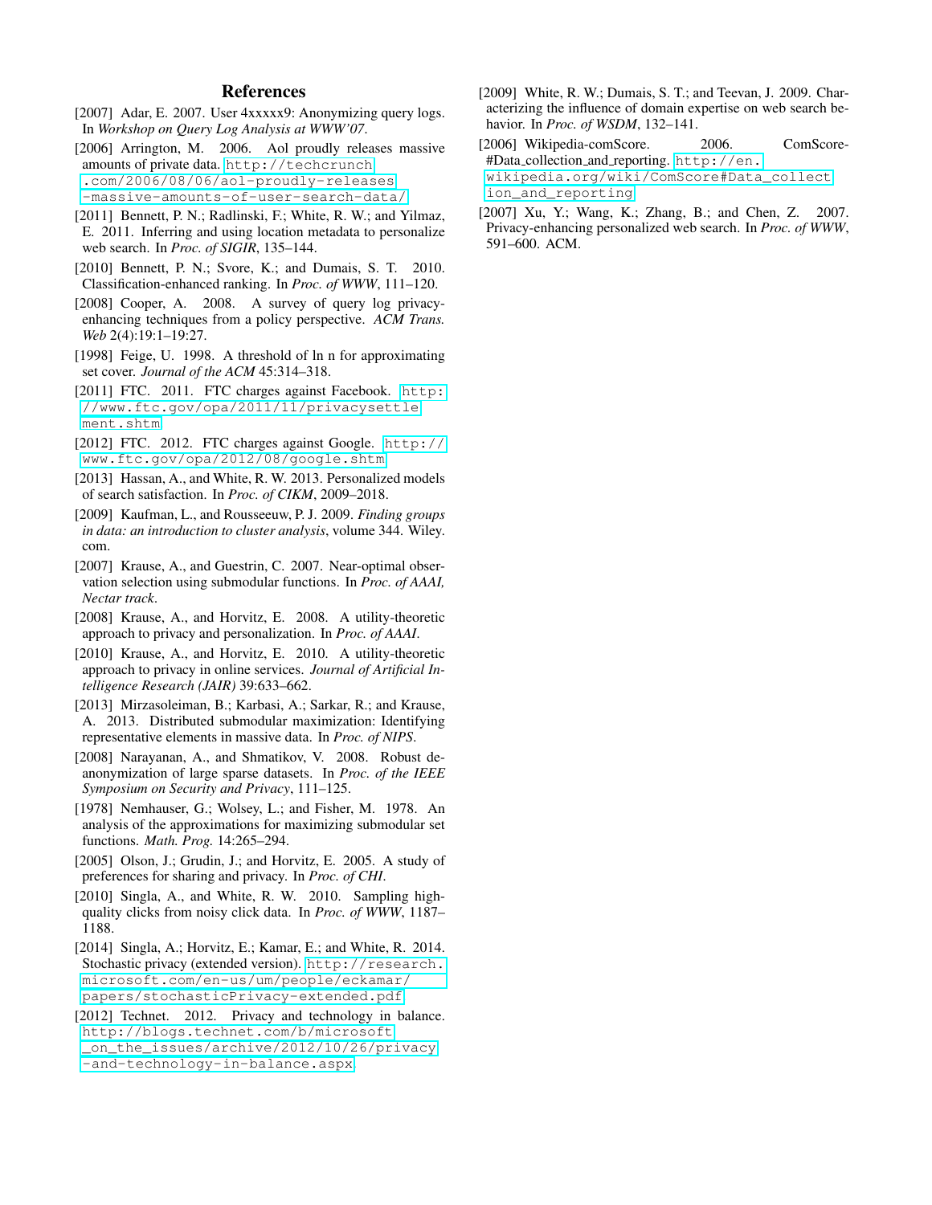# References

[2007] Adar, E. 2007. User 4xxxxx9: Anonymizing query logs. In *Workshop on Query Log Analysis at WWW'07*.

[2006] Arrington, M. 2006. Aol proudly releases massive amounts of private data. http://techcrunch.com/2006/08/06/aol-proudly-releases-massive-amounts-of-user-search-data/

[2011] Bennett, P. N.; Radlinski, F.; White, R. W.; and Yilmaz, E. 2011. Inferring and using location metadata to personalize web search. In *Proc. of SIGIR*, 135–144.

[2010] Bennett, P. N.; Svore, K.; and Dumais, S. T. 2010. Classification-enhanced ranking. In *Proc. of WWW*, 111–120.

[2008] Cooper, A. 2008. A survey of query log privacy-enhancing techniques from a policy perspective. *ACM Trans. Web* 2(4):19:1–19:27.

[1998] Feige, U. 1998. A threshold of ln n for approximating set cover. *Journal of the ACM* 45:314–318.

[2011] FTC. 2011. FTC charges against Facebook. http://www.ftc.gov/opa/2011/11/privacysettlement.shtm

[2012] FTC. 2012. FTC charges against Google. http://www.ftc.gov/opa/2012/08/google.shtm

[2013] Hassan, A., and White, R. W. 2013. Personalized models of search satisfaction. In *Proc. of CIKM*, 2009–2018.

[2009] Kaufman, L., and Rousseeuw, P. J. 2009. *Finding groups in data: an introduction to cluster analysis*, volume 344. Wiley. com.

[2007] Krause, A., and Guestrin, C. 2007. Near-optimal observation selection using submodular functions. In *Proc. of AAAI, Nectar track*.

[2008] Krause, A., and Horvitz, E. 2008. A utility-theoretic approach to privacy and personalization. In *Proc. of AAAI*.

[2010] Krause, A., and Horvitz, E. 2010. A utility-theoretic approach to privacy in online services. *Journal of Artificial Intelligence Research (JAIR)* 39:633–662.

[2013] Mirzasoleiman, B.; Karbasi, A.; Sarkar, R.; and Krause, A. 2013. Distributed submodular maximization: Identifying representative elements in massive data. In *Proc. of NIPS*.

[2008] Narayanan, A., and Shmatikov, V. 2008. Robust de-anonymization of large sparse datasets. In *Proc. of the IEEE Symposium on Security and Privacy*, 111–125.

[1978] Nemhauser, G.; Wolsey, L.; and Fisher, M. 1978. An analysis of the approximations for maximizing submodular set functions. *Math. Prog.* 14:265–294.

[2005] Olson, J.; Grudin, J.; and Horvitz, E. 2005. A study of preferences for sharing and privacy. In *Proc. of CHI*.

[2010] Singla, A., and White, R. W. 2010. Sampling high-quality clicks from noisy click data. In *Proc. of WWW*, 1187–1188.

[2014] Singla, A.; Horvitz, E.; Kamar, E.; and White, R. 2014. Stochastic privacy (extended version). http://research.microsoft.com/en-us/um/people/eckamar/papers/stochasticPrivacy-extended.pdf

[2012] Technet. 2012. Privacy and technology in balance. http://blogs.technet.com/b/microsoft_on_the_issues/archive/2012/10/26/privacy-and-technology-in-balance.aspx

[2009] White, R. W.; Dumais, S. T.; and Teevan, J. 2009. Characterizing the influence of domain expertise on web search behavior. In *Proc. of WSDM*, 132–141.

[2006] Wikipedia-comScore. 2006. ComScore#Data_collection_and_reporting. http://en.wikipedia.org/wiki/ComScore#Data_collection_and_reporting

[2007] Xu, Y.; Wang, K.; Zhang, B.; and Chen, Z. 2007. Privacy-enhancing personalized web search. In *Proc. of WWW*, 591–600. ACM.